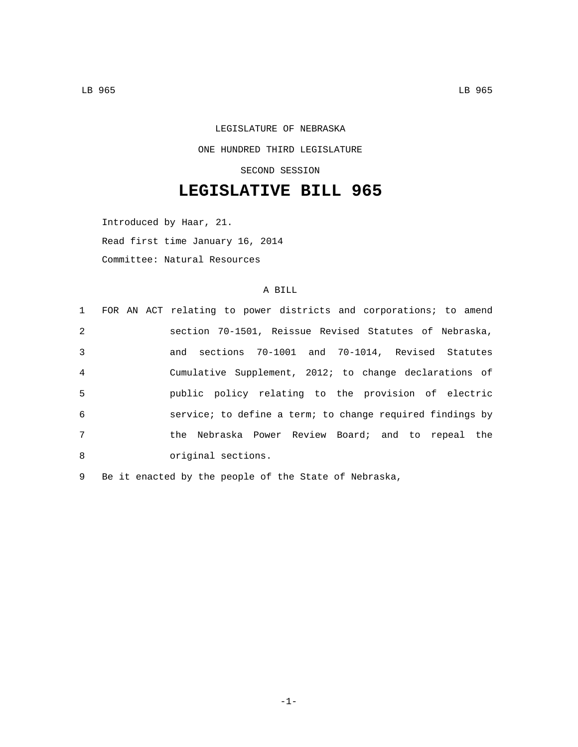LEGISLATURE OF NEBRASKA

ONE HUNDRED THIRD LEGISLATURE

SECOND SESSION

# LEGISLATIVE BILL 965

Introduced by Haar, 21.

Read first time January 16, 2014

Committee: Natural Resources

A BILL

1 FOR AN ACT relating to power districts and corporations; to amend
2 section 70-1501, Reissue Revised Statutes of Nebraska,
3 and sections 70-1001 and 70-1014, Revised Statutes
4 Cumulative Supplement, 2012; to change declarations of
5 public policy relating to the provision of electric
6 service; to define a term; to change required findings by
7 the Nebraska Power Review Board; and to repeal the
8 original sections.

9 Be it enacted by the people of the State of Nebraska,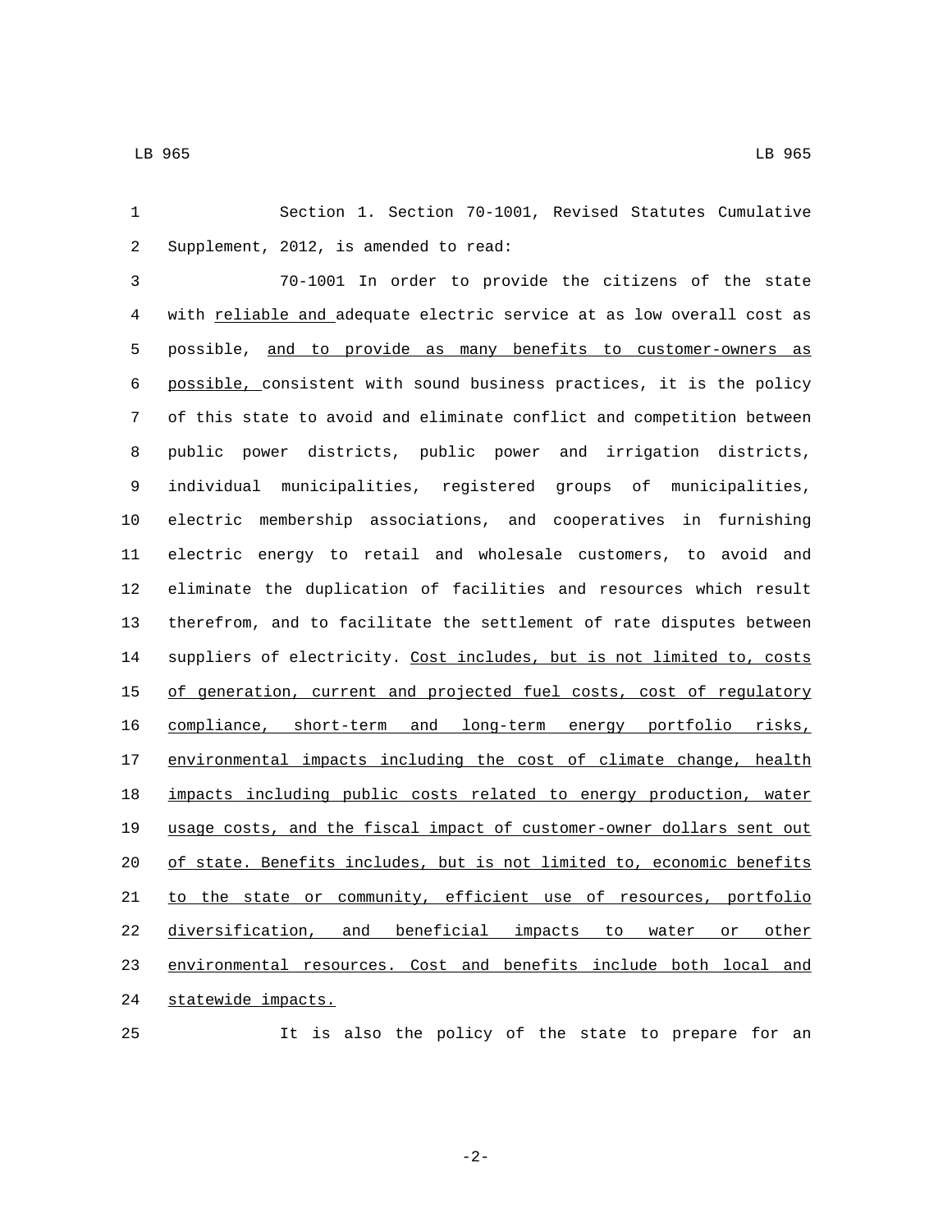Section 1. Section 70-1001, Revised Statutes Cumulative Supplement, 2012, is amended to read:

70-1001 In order to provide the citizens of the state with reliable and adequate electric service at as low overall cost as possible, and to provide as many benefits to customer-owners as possible, consistent with sound business practices, it is the policy of this state to avoid and eliminate conflict and competition between public power districts, public power and irrigation districts, individual municipalities, registered groups of municipalities, electric membership associations, and cooperatives in furnishing electric energy to retail and wholesale customers, to avoid and eliminate the duplication of facilities and resources which result therefrom, and to facilitate the settlement of rate disputes between suppliers of electricity. Cost includes, but is not limited to, costs of generation, current and projected fuel costs, cost of regulatory compliance, short-term and long-term energy portfolio risks, environmental impacts including the cost of climate change, health impacts including public costs related to energy production, water usage costs, and the fiscal impact of customer-owner dollars sent out of state. Benefits includes, but is not limited to, economic benefits to the state or community, efficient use of resources, portfolio diversification, and beneficial impacts to water or other environmental resources. Cost and benefits include both local and statewide impacts.

It is also the policy of the state to prepare for an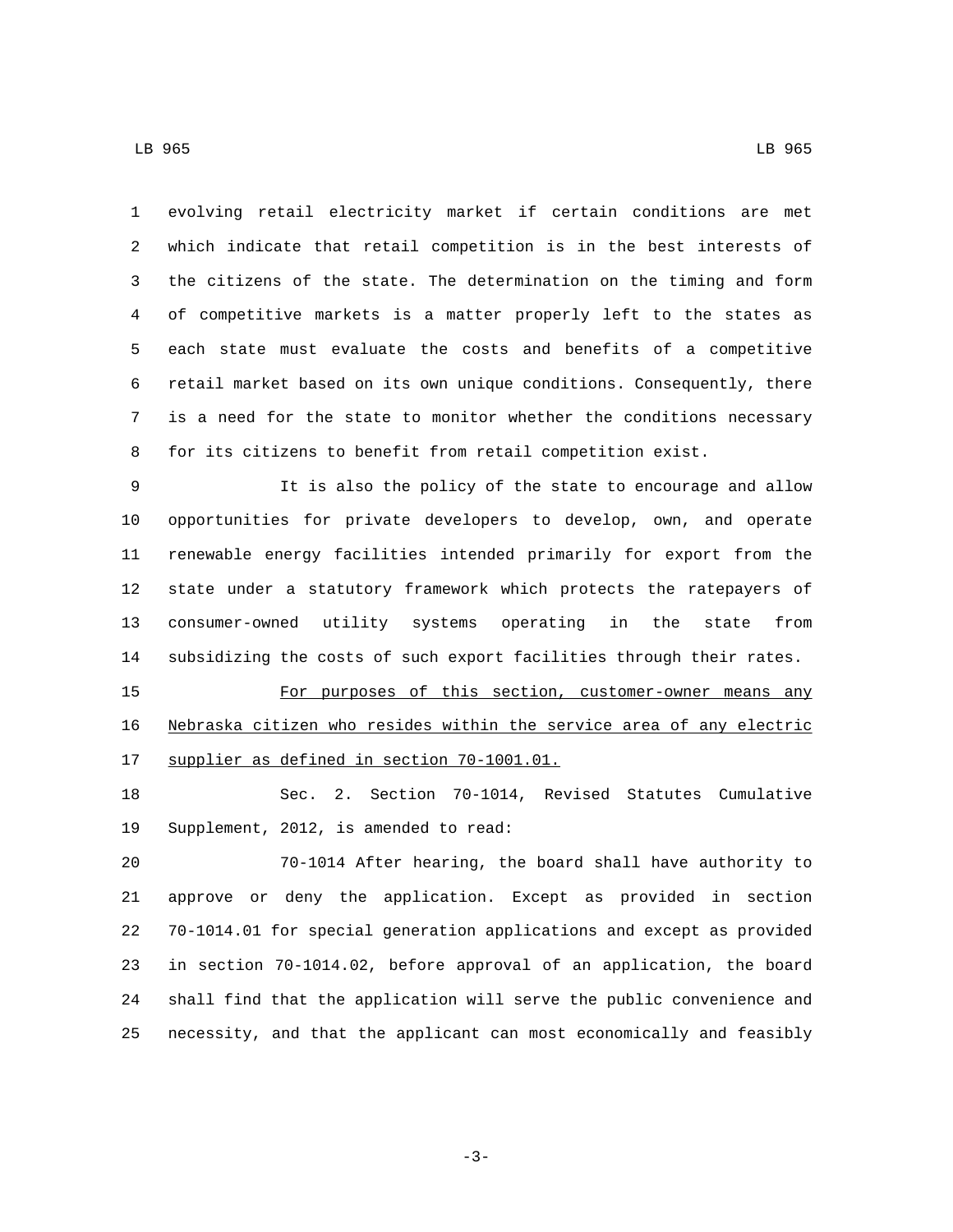evolving retail electricity market if certain conditions are met which indicate that retail competition is in the best interests of the citizens of the state. The determination on the timing and form of competitive markets is a matter properly left to the states as each state must evaluate the costs and benefits of a competitive retail market based on its own unique conditions. Consequently, there is a need for the state to monitor whether the conditions necessary for its citizens to benefit from retail competition exist.

It is also the policy of the state to encourage and allow opportunities for private developers to develop, own, and operate renewable energy facilities intended primarily for export from the state under a statutory framework which protects the ratepayers of consumer-owned utility systems operating in the state from subsidizing the costs of such export facilities through their rates.

For purposes of this section, customer-owner means any Nebraska citizen who resides within the service area of any electric supplier as defined in section 70-1001.01.

Sec. 2. Section 70-1014, Revised Statutes Cumulative Supplement, 2012, is amended to read:

70-1014 After hearing, the board shall have authority to approve or deny the application. Except as provided in section 70-1014.01 for special generation applications and except as provided in section 70-1014.02, before approval of an application, the board shall find that the application will serve the public convenience and necessity, and that the applicant can most economically and feasibly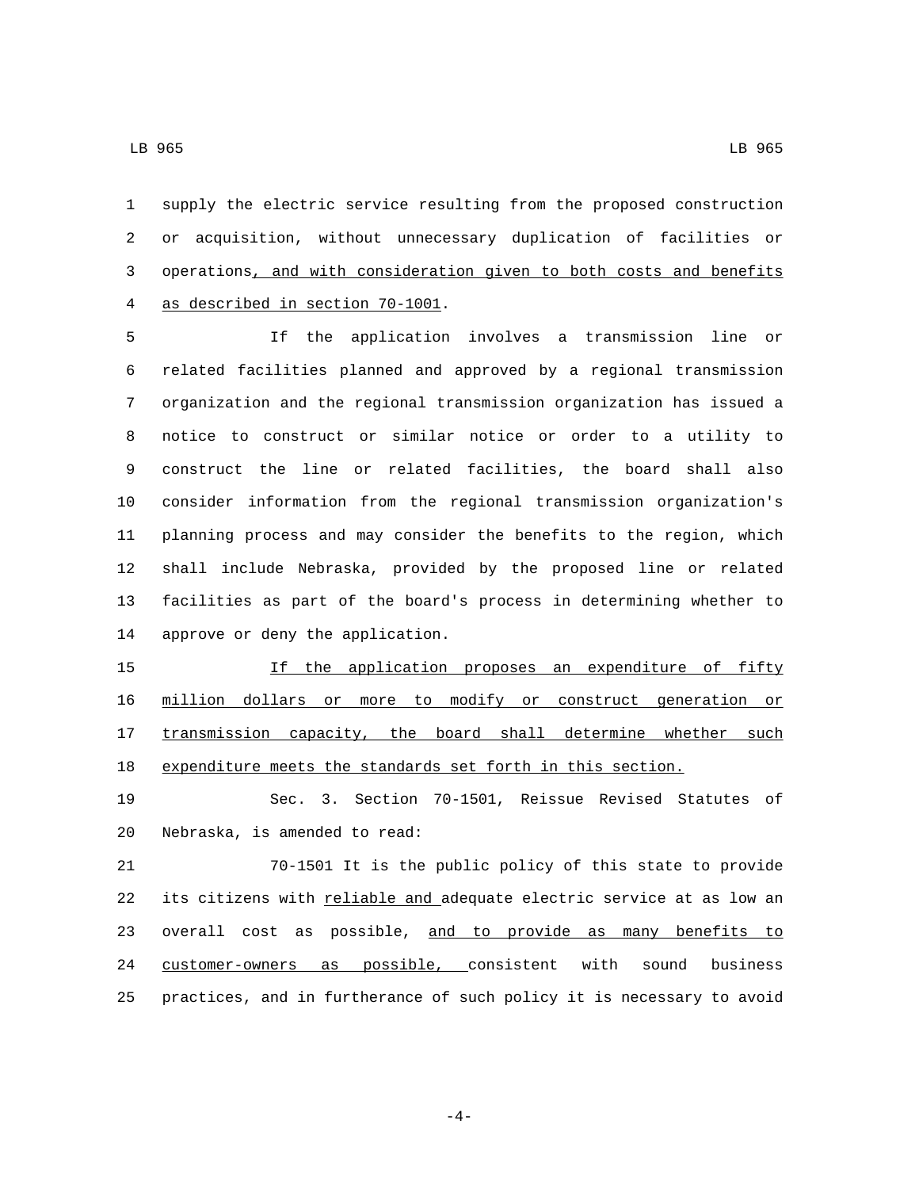supply the electric service resulting from the proposed construction or acquisition, without unnecessary duplication of facilities or operations, and with consideration given to both costs and benefits as described in section 70-1001.

If the application involves a transmission line or related facilities planned and approved by a regional transmission organization and the regional transmission organization has issued a notice to construct or similar notice or order to a utility to construct the line or related facilities, the board shall also consider information from the regional transmission organization's planning process and may consider the benefits to the region, which shall include Nebraska, provided by the proposed line or related facilities as part of the board's process in determining whether to approve or deny the application.

If the application proposes an expenditure of fifty million dollars or more to modify or construct generation or transmission capacity, the board shall determine whether such expenditure meets the standards set forth in this section.

Sec. 3. Section 70-1501, Reissue Revised Statutes of Nebraska, is amended to read:

70-1501 It is the public policy of this state to provide its citizens with reliable and adequate electric service at as low an overall cost as possible, and to provide as many benefits to customer-owners as possible, consistent with sound business practices, and in furtherance of such policy it is necessary to avoid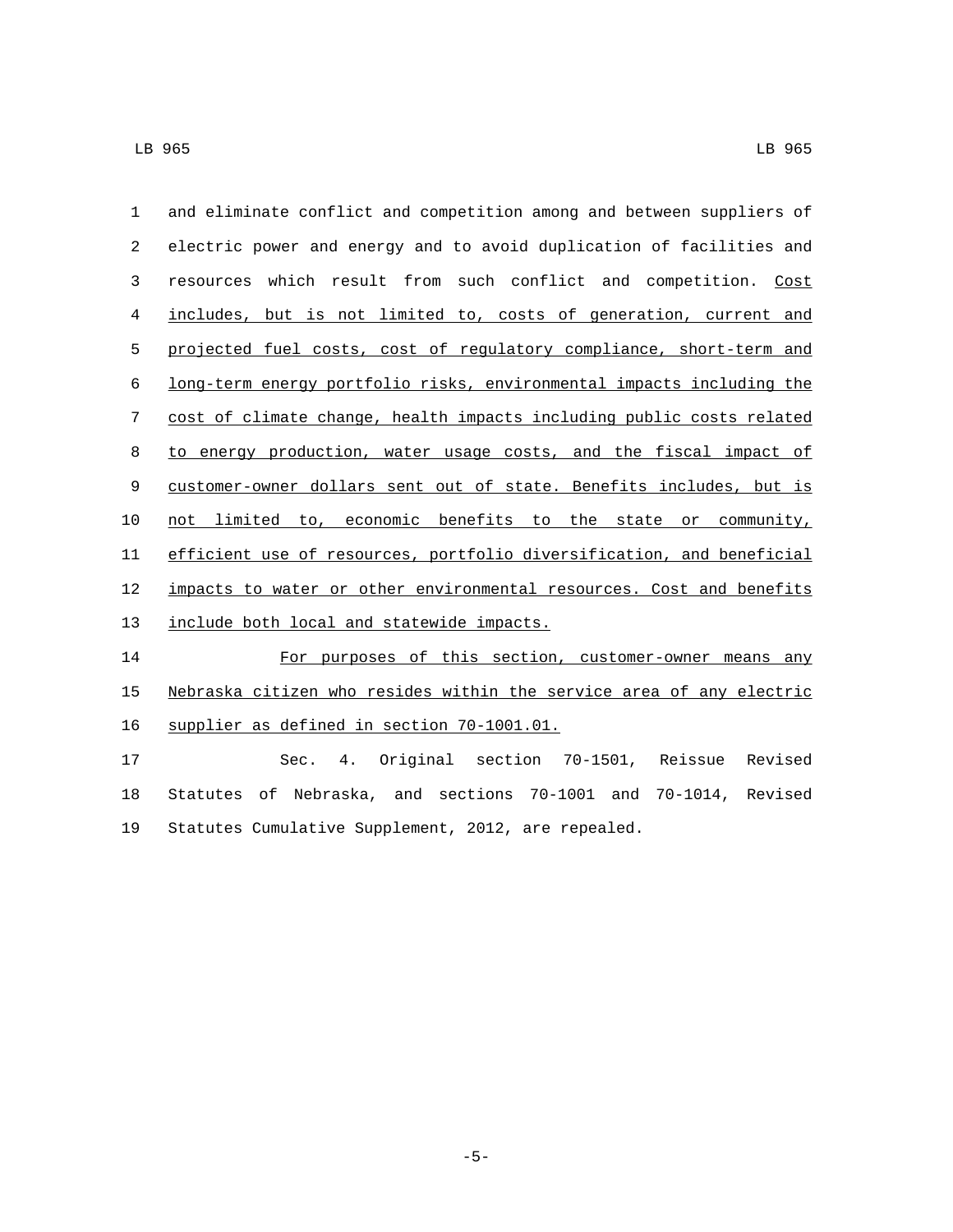and eliminate conflict and competition among and between suppliers of electric power and energy and to avoid duplication of facilities and resources which result from such conflict and competition. Cost includes, but is not limited to, costs of generation, current and projected fuel costs, cost of regulatory compliance, short-term and long-term energy portfolio risks, environmental impacts including the cost of climate change, health impacts including public costs related to energy production, water usage costs, and the fiscal impact of customer-owner dollars sent out of state. Benefits includes, but is not limited to, economic benefits to the state or community, efficient use of resources, portfolio diversification, and beneficial impacts to water or other environmental resources. Cost and benefits include both local and statewide impacts.

For purposes of this section, customer-owner means any Nebraska citizen who resides within the service area of any electric supplier as defined in section 70-1001.01.

Sec. 4. Original section 70-1501, Reissue Revised Statutes of Nebraska, and sections 70-1001 and 70-1014, Revised Statutes Cumulative Supplement, 2012, are repealed.